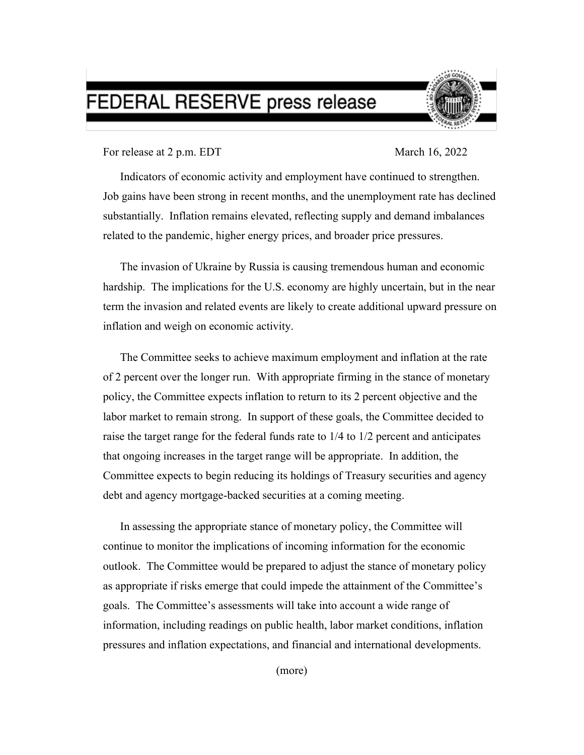# FEDERAL RESERVE press release

For release at 2 p.m. EDT

March 16, 2022

Indicators of economic activity and employment have continued to strengthen. Job gains have been strong in recent months, and the unemployment rate has declined substantially. Inflation remains elevated, reflecting supply and demand imbalances related to the pandemic, higher energy prices, and broader price pressures.

The invasion of Ukraine by Russia is causing tremendous human and economic hardship. The implications for the U.S. economy are highly uncertain, but in the near term the invasion and related events are likely to create additional upward pressure on inflation and weigh on economic activity.

The Committee seeks to achieve maximum employment and inflation at the rate of 2 percent over the longer run. With appropriate firming in the stance of monetary policy, the Committee expects inflation to return to its 2 percent objective and the labor market to remain strong. In support of these goals, the Committee decided to raise the target range for the federal funds rate to 1/4 to 1/2 percent and anticipates that ongoing increases in the target range will be appropriate. In addition, the Committee expects to begin reducing its holdings of Treasury securities and agency debt and agency mortgage-backed securities at a coming meeting.

In assessing the appropriate stance of monetary policy, the Committee will continue to monitor the implications of incoming information for the economic outlook. The Committee would be prepared to adjust the stance of monetary policy as appropriate if risks emerge that could impede the attainment of the Committee's goals. The Committee's assessments will take into account a wide range of information, including readings on public health, labor market conditions, inflation pressures and inflation expectations, and financial and international developments.

(more)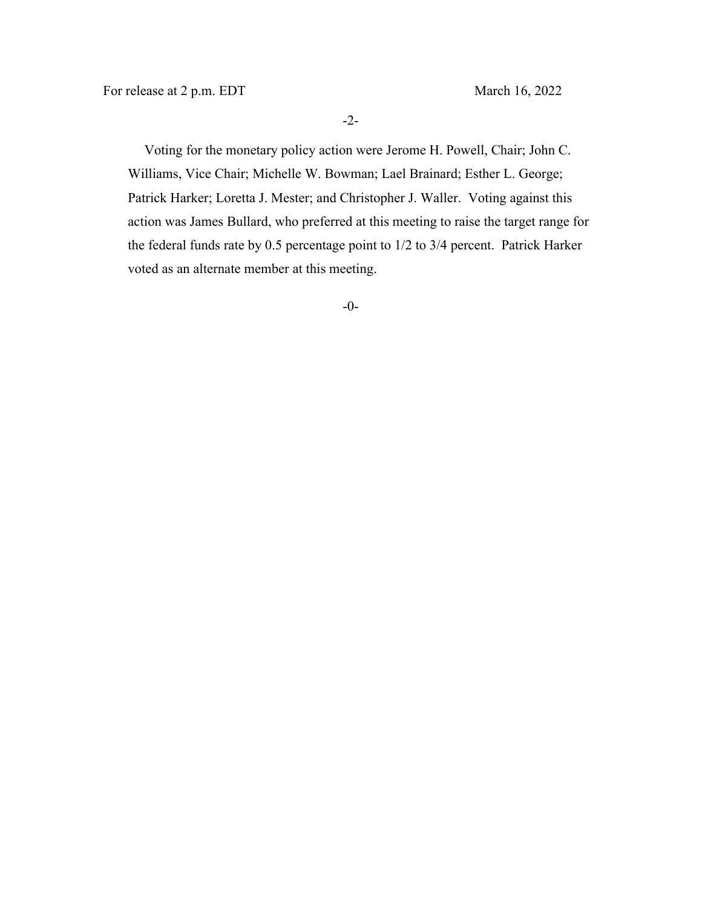Voting for the monetary policy action were Jerome H. Powell, Chair; John C. Williams, Vice Chair; Michelle W. Bowman; Lael Brainard; Esther L. George; Patrick Harker; Loretta J. Mester; and Christopher J. Waller. Voting against this action was James Bullard, who preferred at this meeting to raise the target range for the federal funds rate by 0.5 percentage point to 1/2 to 3/4 percent. Patrick Harker voted as an alternate member at this meeting.

-0-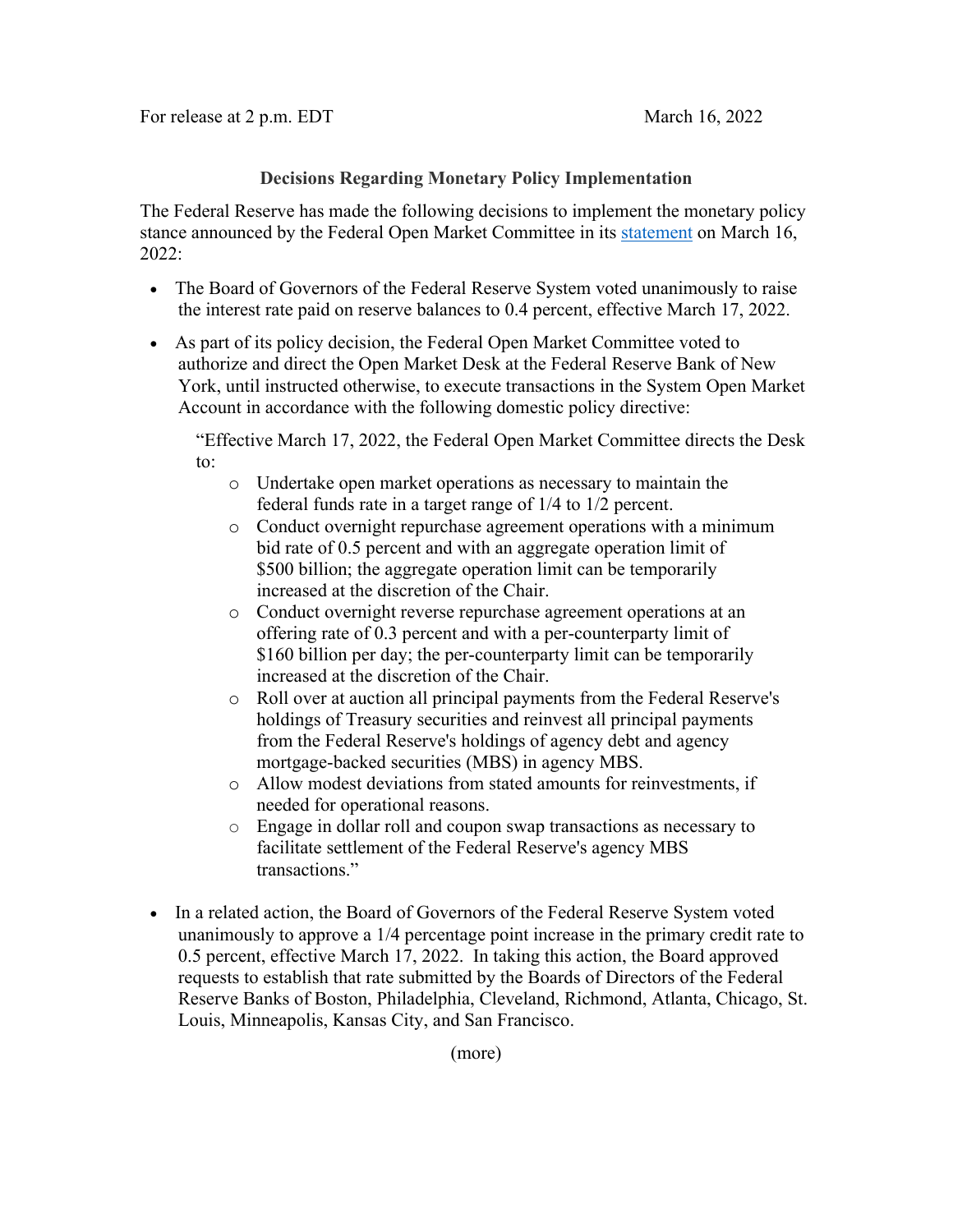For release at 2 p.m. EDT March 16, 2022

## Decisions Regarding Monetary Policy Implementation

The Federal Reserve has made the following decisions to implement the monetary policy stance announced by the Federal Open Market Committee in its statement on March 16, 2022:

- The Board of Governors of the Federal Reserve System voted unanimously to raise the interest rate paid on reserve balances to 0.4 percent, effective March 17, 2022.
- As part of its policy decision, the Federal Open Market Committee voted to authorize and direct the Open Market Desk at the Federal Reserve Bank of New York, until instructed otherwise, to execute transactions in the System Open Market Account in accordance with the following domestic policy directive:

  "Effective March 17, 2022, the Federal Open Market Committee directs the Desk to:

  - Undertake open market operations as necessary to maintain the federal funds rate in a target range of 1/4 to 1/2 percent.
  - Conduct overnight repurchase agreement operations with a minimum bid rate of 0.5 percent and with an aggregate operation limit of $500 billion; the aggregate operation limit can be temporarily increased at the discretion of the Chair.
  - Conduct overnight reverse repurchase agreement operations at an offering rate of 0.3 percent and with a per-counterparty limit of $160 billion per day; the per-counterparty limit can be temporarily increased at the discretion of the Chair.
  - Roll over at auction all principal payments from the Federal Reserve's holdings of Treasury securities and reinvest all principal payments from the Federal Reserve's holdings of agency debt and agency mortgage-backed securities (MBS) in agency MBS.
  - Allow modest deviations from stated amounts for reinvestments, if needed for operational reasons.
  - Engage in dollar roll and coupon swap transactions as necessary to facilitate settlement of the Federal Reserve's agency MBS transactions."

- In a related action, the Board of Governors of the Federal Reserve System voted unanimously to approve a 1/4 percentage point increase in the primary credit rate to 0.5 percent, effective March 17, 2022. In taking this action, the Board approved requests to establish that rate submitted by the Boards of Directors of the Federal Reserve Banks of Boston, Philadelphia, Cleveland, Richmond, Atlanta, Chicago, St. Louis, Minneapolis, Kansas City, and San Francisco.

(more)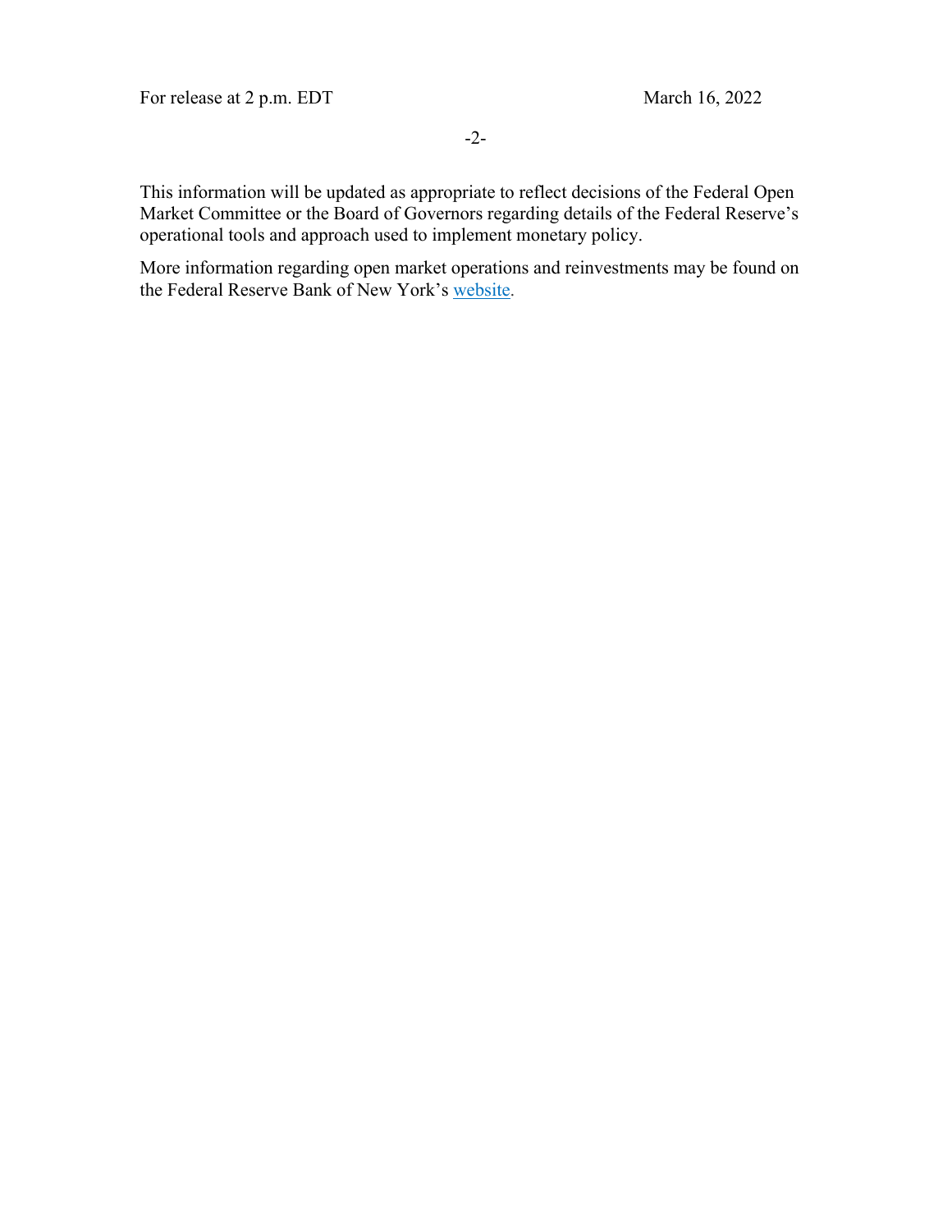This information will be updated as appropriate to reflect decisions of the Federal Open Market Committee or the Board of Governors regarding details of the Federal Reserve's operational tools and approach used to implement monetary policy.

More information regarding open market operations and reinvestments may be found on the Federal Reserve Bank of New York's website.